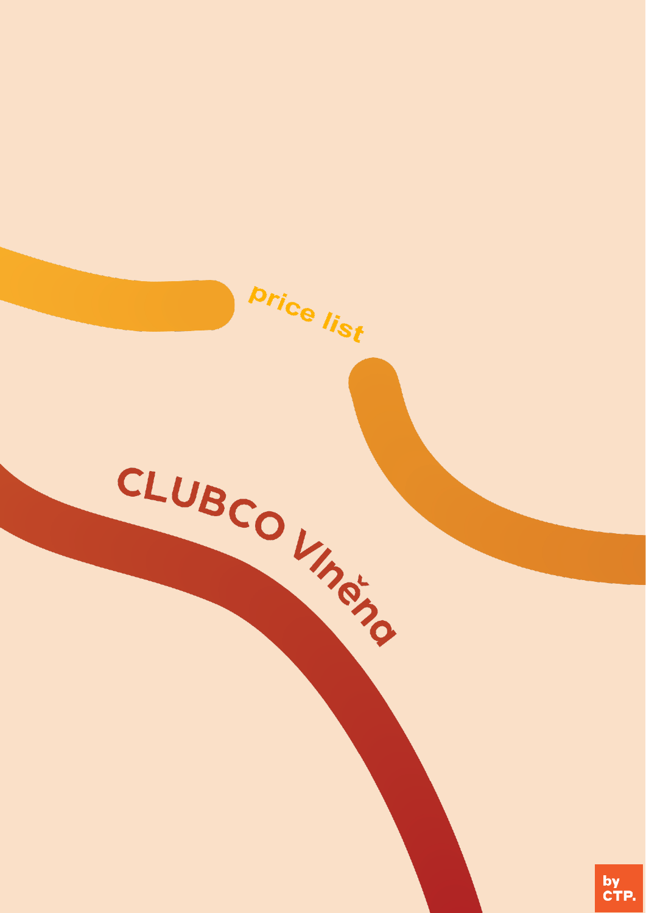price list

# CLUBCO Vlněna

by CTP.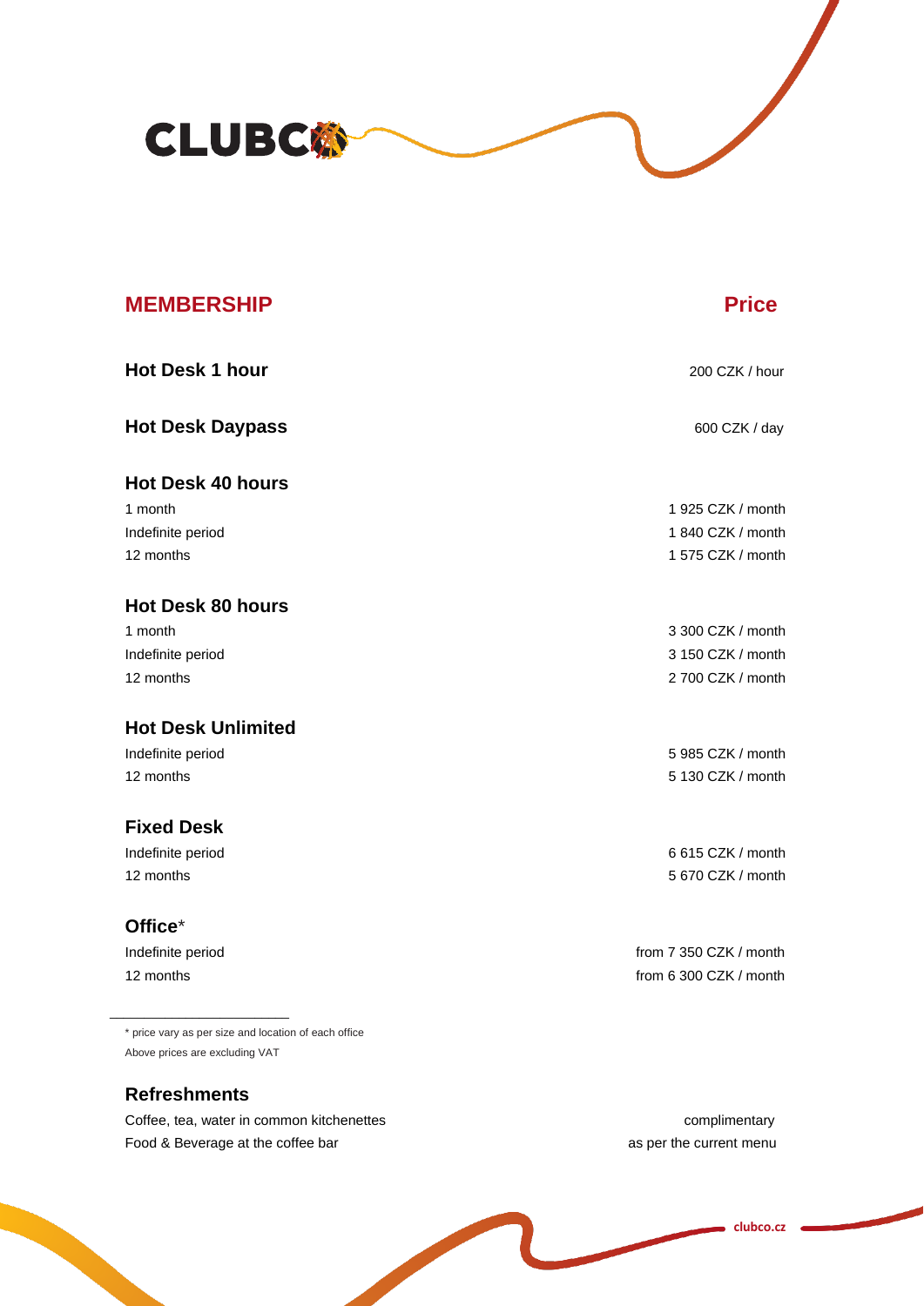CLUBCO

| MEMBERSHIP | Price |
| --- | --- |
| **Hot Desk 1 hour** | 200 CZK / hour |
| **Hot Desk Daypass** | 600 CZK / day |
| **Hot Desk 40 hours** | |
| 1 month | 1 925 CZK / month |
| Indefinite period | 1 840 CZK / month |
| 12 months | 1 575 CZK / month |
| **Hot Desk 80 hours** | |
| 1 month | 3 300 CZK / month |
| Indefinite period | 3 150 CZK / month |
| 12 months | 2 700 CZK / month |
| **Hot Desk Unlimited** | |
| Indefinite period | 5 985 CZK / month |
| 12 months | 5 130 CZK / month |
| **Fixed Desk** | |
| Indefinite period | 6 615 CZK / month |
| 12 months | 5 670 CZK / month |
| **Office*** | |
| Indefinite period | from 7 350 CZK / month |
| 12 months | from 6 300 CZK / month |

* price vary as per size and location of each office

Above prices are excluding VAT

### Refreshments

| | |
| --- | --- |
| Coffee, tea, water in common kitchenettes | complimentary |
| Food & Beverage at the coffee bar | as per the current menu |

clubco.cz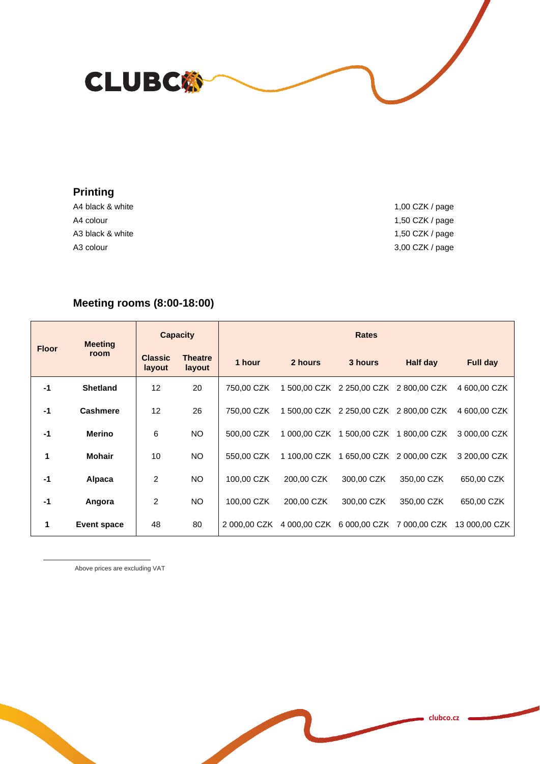## Printing

| | |
|---|---|
| A4 black & white | 1,00 CZK / page |
| A4 colour | 1,50 CZK / page |
| A3 black & white | 1,50 CZK / page |
| A3 colour | 3,00 CZK / page |

## Meeting rooms (8:00-18:00)

| Floor | Meeting room | Capacity | | Rates | | | | |
|---|---|---|---|---|---|---|---|---|
| | | Classic layout | Theatre layout | 1 hour | 2 hours | 3 hours | Half day | Full day |
| -1 | Shetland | 12 | 20 | 750,00 CZK | 1 500,00 CZK | 2 250,00 CZK | 2 800,00 CZK | 4 600,00 CZK |
| -1 | Cashmere | 12 | 26 | 750,00 CZK | 1 500,00 CZK | 2 250,00 CZK | 2 800,00 CZK | 4 600,00 CZK |
| -1 | Merino | 6 | NO | 500,00 CZK | 1 000,00 CZK | 1 500,00 CZK | 1 800,00 CZK | 3 000,00 CZK |
| 1 | Mohair | 10 | NO | 550,00 CZK | 1 100,00 CZK | 1 650,00 CZK | 2 000,00 CZK | 3 200,00 CZK |
| -1 | Alpaca | 2 | NO | 100,00 CZK | 200,00 CZK | 300,00 CZK | 350,00 CZK | 650,00 CZK |
| -1 | Angora | 2 | NO | 100,00 CZK | 200,00 CZK | 300,00 CZK | 350,00 CZK | 650,00 CZK |
| 1 | Event space | 48 | 80 | 2 000,00 CZK | 4 000,00 CZK | 6 000,00 CZK | 7 000,00 CZK | 13 000,00 CZK |

Above prices are excluding VAT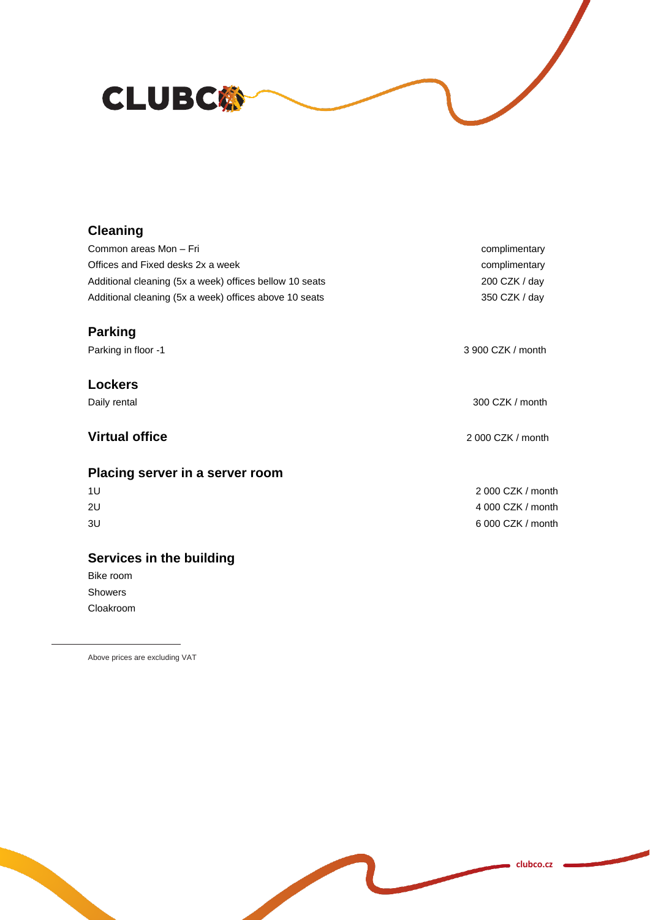## Cleaning

| | |
|---|---|
| Common areas Mon – Fri | complimentary |
| Offices and Fixed desks 2x a week | complimentary |
| Additional cleaning (5x a week) offices bellow 10 seats | 200 CZK / day |
| Additional cleaning (5x a week) offices above 10 seats | 350 CZK / day |

## Parking

| | |
|---|---|
| Parking in floor -1 | 3 900 CZK / month |

## Lockers

| | |
|---|---|
| Daily rental | 300 CZK / month |

## Virtual office

2 000 CZK / month

## Placing server in a server room

| | |
|---|---|
| 1U | 2 000 CZK / month |
| 2U | 4 000 CZK / month |
| 3U | 6 000 CZK / month |

## Services in the building

Bike room
Showers
Cloakroom

---

Above prices are excluding VAT